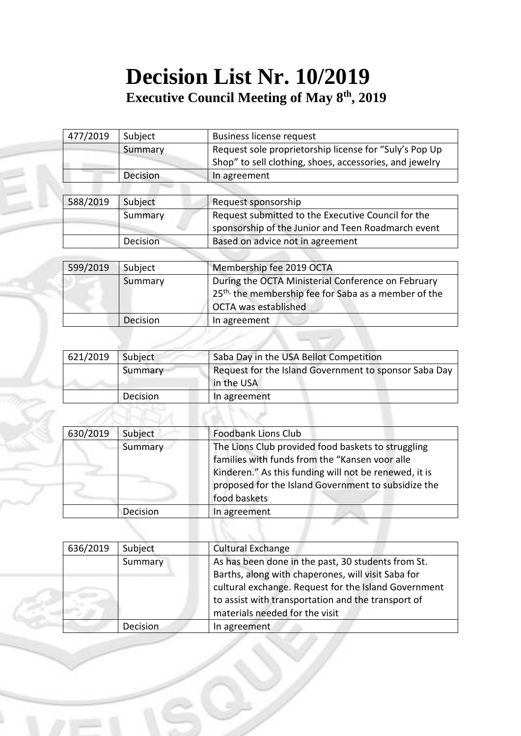# Decision List Nr. 10/2019

## Executive Council Meeting of May 8th, 2019

| 477/2019 | Subject | Business license request |
|---|---|---|
| | Summary | Request sole proprietorship license for "Suly's Pop Up Shop" to sell clothing, shoes, accessories, and jewelry |
| | Decision | In agreement |

| 588/2019 | Subject | Request sponsorship |
|---|---|---|
| | Summary | Request submitted to the Executive Council for the sponsorship of the Junior and Teen Roadmarch event |
| | Decision | Based on advice not in agreement |

| 599/2019 | Subject | Membership fee 2019 OCTA |
|---|---|---|
| | Summary | During the OCTA Ministerial Conference on February 25th, the membership fee for Saba as a member of the OCTA was established |
| | Decision | In agreement |

| 621/2019 | Subject | Saba Day in the USA Bellot Competition |
|---|---|---|
| | Summary | Request for the Island Government to sponsor Saba Day in the USA |
| | Decision | In agreement |

| 630/2019 | Subject | Foodbank Lions Club |
|---|---|---|
| | Summary | The Lions Club provided food baskets to struggling families with funds from the "Kansen voor alle Kinderen." As this funding will not be renewed, it is proposed for the Island Government to subsidize the food baskets |
| | Decision | In agreement |

| 636/2019 | Subject | Cultural Exchange |
|---|---|---|
| | Summary | As has been done in the past, 30 students from St. Barths, along with chaperones, will visit Saba for cultural exchange. Request for the Island Government to assist with transportation and the transport of materials needed for the visit |
| | Decision | In agreement |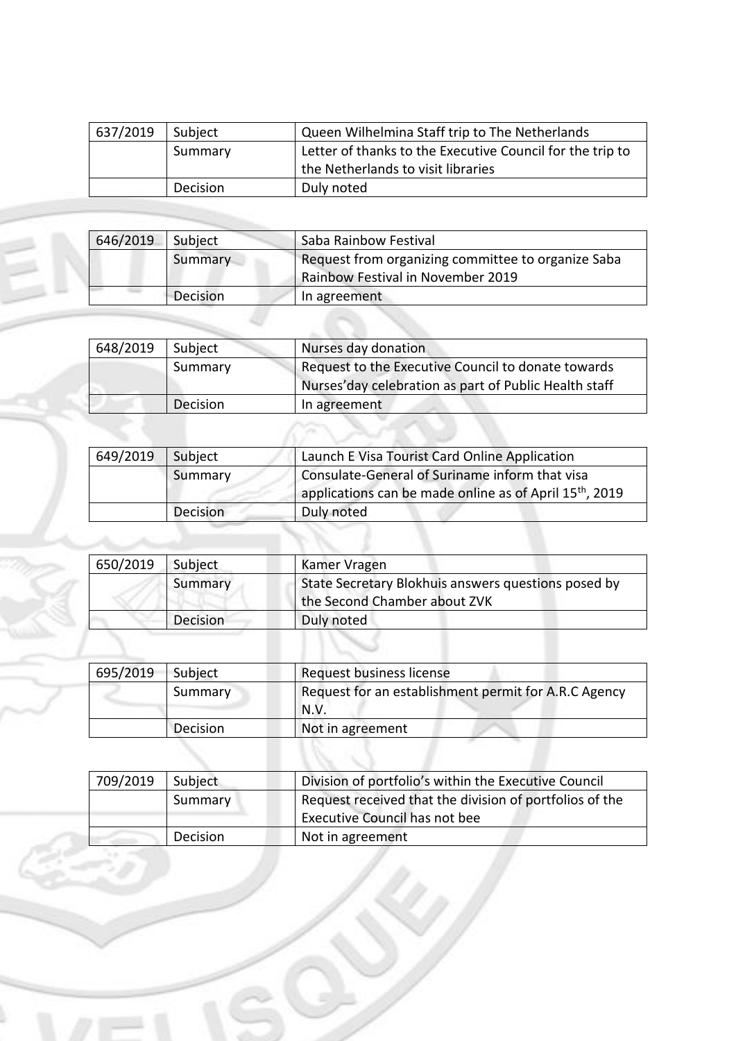| 637/2019 | Subject | Queen Wilhelmina Staff trip to The Netherlands |
|---|---|---|
| | Summary | Letter of thanks to the Executive Council for the trip to the Netherlands to visit libraries |
| | Decision | Duly noted |

| 646/2019 | Subject | Saba Rainbow Festival |
|---|---|---|
| | Summary | Request from organizing committee to organize Saba Rainbow Festival in November 2019 |
| | Decision | In agreement |

| 648/2019 | Subject | Nurses day donation |
|---|---|---|
| | Summary | Request to the Executive Council to donate towards Nurses'day celebration as part of Public Health staff |
| | Decision | In agreement |

| 649/2019 | Subject | Launch E Visa Tourist Card Online Application |
|---|---|---|
| | Summary | Consulate-General of Suriname inform that visa applications can be made online as of April 15th, 2019 |
| | Decision | Duly noted |

| 650/2019 | Subject | Kamer Vragen |
|---|---|---|
| | Summary | State Secretary Blokhuis answers questions posed by the Second Chamber about ZVK |
| | Decision | Duly noted |

| 695/2019 | Subject | Request business license |
|---|---|---|
| | Summary | Request for an establishment permit for A.R.C Agency N.V. |
| | Decision | Not in agreement |

| 709/2019 | Subject | Division of portfolio's within the Executive Council |
|---|---|---|
| | Summary | Request received that the division of portfolios of the Executive Council has not bee |
| | Decision | Not in agreement |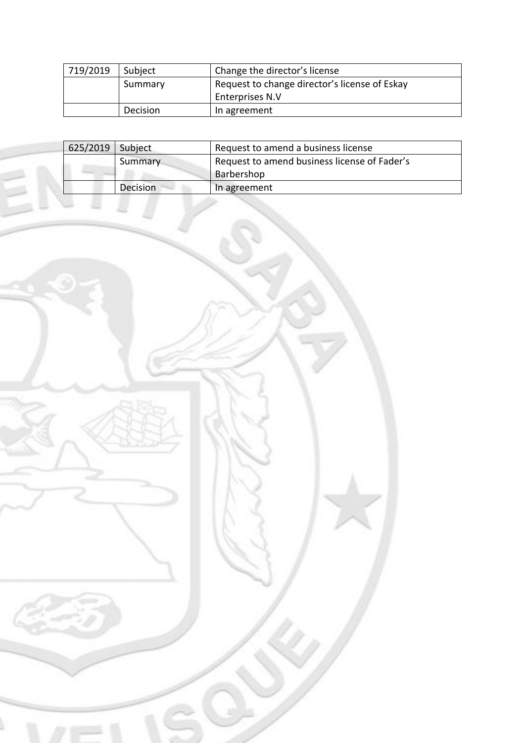| | | |
|---|---|---|
| 719/2019 | Subject | Change the director's license |
| | Summary | Request to change director's license of Eskay Enterprises N.V |
| | Decision | In agreement |

| | | |
|---|---|---|
| 625/2019 | Subject | Request to amend a business license |
| | Summary | Request to amend business license of Fader's Barbershop |
| | Decision | In agreement |